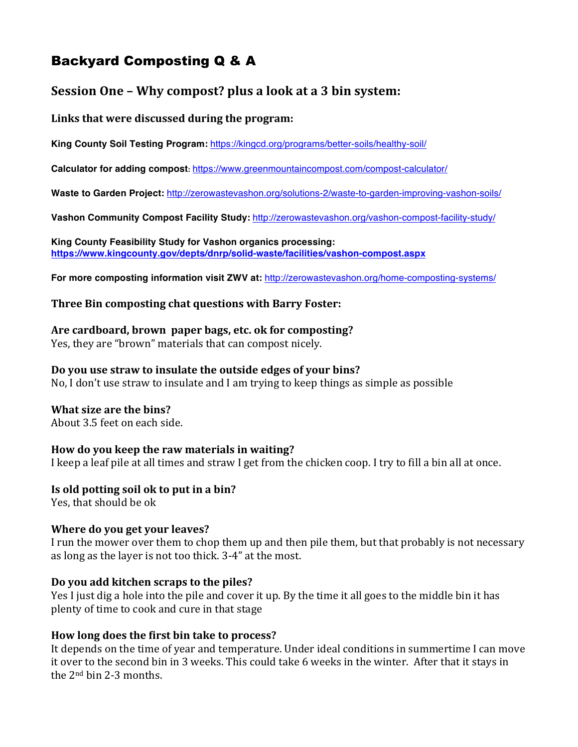# Backyard Composting Q & A

## Session One – Why compost? plus a look at a 3 bin system:

### Links that were discussed during the program:

**King County Soil Testing Program:** https://kingcd.org/programs/better-soils/healthy-soil/

**Calculator for adding compost:** https://www.greenmountaincompost.com/compost-calculator/

**Waste to Garden Project:** http://zerowastevashon.org/solutions-2/waste-to-garden-improving-vashon-soils/

**Vashon Community Compost Facility Study:** http://zerowastevashon.org/vashon-compost-facility-study/

**King County Feasibility Study for Vashon organics processing:**
**https://www.kingcounty.gov/depts/dnrp/solid-waste/facilities/vashon-compost.aspx**

**For more composting information visit ZWV at:** http://zerowastevashon.org/home-composting-systems/

### Three Bin composting chat questions with Barry Foster:

**Are cardboard, brown paper bags, etc. ok for composting?**
Yes, they are "brown" materials that can compost nicely.

**Do you use straw to insulate the outside edges of your bins?**
No, I don't use straw to insulate and I am trying to keep things as simple as possible

**What size are the bins?**
About 3.5 feet on each side.

**How do you keep the raw materials in waiting?**
I keep a leaf pile at all times and straw I get from the chicken coop. I try to fill a bin all at once.

**Is old potting soil ok to put in a bin?**
Yes, that should be ok

**Where do you get your leaves?**
I run the mower over them to chop them up and then pile them, but that probably is not necessary as long as the layer is not too thick. 3-4" at the most.

**Do you add kitchen scraps to the piles?**
Yes I just dig a hole into the pile and cover it up. By the time it all goes to the middle bin it has plenty of time to cook and cure in that stage

**How long does the first bin take to process?**
It depends on the time of year and temperature. Under ideal conditions in summertime I can move it over to the second bin in 3 weeks. This could take 6 weeks in the winter. After that it stays in the 2nd bin 2-3 months.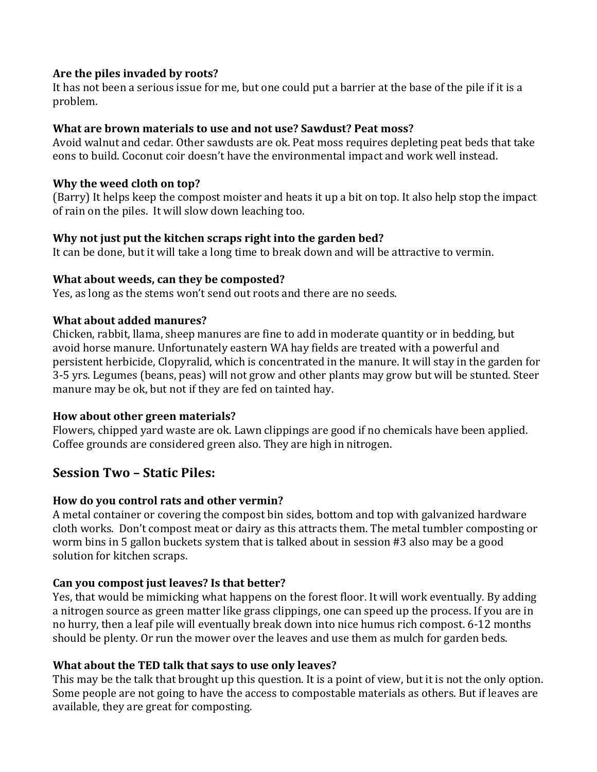**Are the piles invaded by roots?**
It has not been a serious issue for me, but one could put a barrier at the base of the pile if it is a problem.

**What are brown materials to use and not use? Sawdust? Peat moss?**
Avoid walnut and cedar. Other sawdusts are ok. Peat moss requires depleting peat beds that take eons to build. Coconut coir doesn't have the environmental impact and work well instead.

**Why the weed cloth on top?**
(Barry) It helps keep the compost moister and heats it up a bit on top. It also help stop the impact of rain on the piles. It will slow down leaching too.

**Why not just put the kitchen scraps right into the garden bed?**
It can be done, but it will take a long time to break down and will be attractive to vermin.

**What about weeds, can they be composted?**
Yes, as long as the stems won't send out roots and there are no seeds.

**What about added manures?**
Chicken, rabbit, llama, sheep manures are fine to add in moderate quantity or in bedding, but avoid horse manure. Unfortunately eastern WA hay fields are treated with a powerful and persistent herbicide, Clopyralid, which is concentrated in the manure. It will stay in the garden for 3-5 yrs. Legumes (beans, peas) will not grow and other plants may grow but will be stunted. Steer manure may be ok, but not if they are fed on tainted hay.

**How about other green materials?**
Flowers, chipped yard waste are ok. Lawn clippings are good if no chemicals have been applied. Coffee grounds are considered green also. They are high in nitrogen.

## Session Two – Static Piles:

**How do you control rats and other vermin?**
A metal container or covering the compost bin sides, bottom and top with galvanized hardware cloth works. Don't compost meat or dairy as this attracts them. The metal tumbler composting or worm bins in 5 gallon buckets system that is talked about in session #3 also may be a good solution for kitchen scraps.

**Can you compost just leaves? Is that better?**
Yes, that would be mimicking what happens on the forest floor. It will work eventually. By adding a nitrogen source as green matter like grass clippings, one can speed up the process. If you are in no hurry, then a leaf pile will eventually break down into nice humus rich compost. 6-12 months should be plenty. Or run the mower over the leaves and use them as mulch for garden beds.

**What about the TED talk that says to use only leaves?**
This may be the talk that brought up this question. It is a point of view, but it is not the only option. Some people are not going to have the access to compostable materials as others. But if leaves are available, they are great for composting.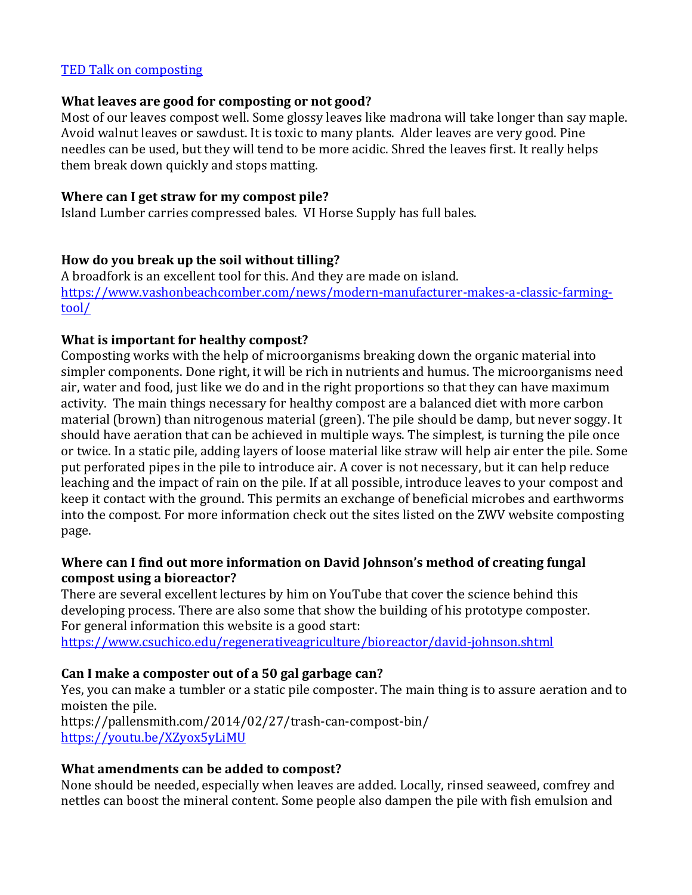[TED Talk on composting](TED Talk on composting)

**What leaves are good for composting or not good?**
Most of our leaves compost well. Some glossy leaves like madrona will take longer than say maple. Avoid walnut leaves or sawdust. It is toxic to many plants. Alder leaves are very good. Pine needles can be used, but they will tend to be more acidic. Shred the leaves first. It really helps them break down quickly and stops matting.

**Where can I get straw for my compost pile?**
Island Lumber carries compressed bales. VI Horse Supply has full bales.

**How do you break up the soil without tilling?**
A broadfork is an excellent tool for this. And they are made on island.
https://www.vashonbeachcomber.com/news/modern-manufacturer-makes-a-classic-farming-tool/

**What is important for healthy compost?**
Composting works with the help of microorganisms breaking down the organic material into simpler components. Done right, it will be rich in nutrients and humus. The microorganisms need air, water and food, just like we do and in the right proportions so that they can have maximum activity. The main things necessary for healthy compost are a balanced diet with more carbon material (brown) than nitrogenous material (green). The pile should be damp, but never soggy. It should have aeration that can be achieved in multiple ways. The simplest, is turning the pile once or twice. In a static pile, adding layers of loose material like straw will help air enter the pile. Some put perforated pipes in the pile to introduce air. A cover is not necessary, but it can help reduce leaching and the impact of rain on the pile. If at all possible, introduce leaves to your compost and keep it contact with the ground. This permits an exchange of beneficial microbes and earthworms into the compost. For more information check out the sites listed on the ZWV website composting page.

**Where can I find out more information on David Johnson's method of creating fungal compost using a bioreactor?**
There are several excellent lectures by him on YouTube that cover the science behind this developing process. There are also some that show the building of his prototype composter. For general information this website is a good start:
https://www.csuchico.edu/regenerativeagriculture/bioreactor/david-johnson.shtml

**Can I make a composter out of a 50 gal garbage can?**
Yes, you can make a tumbler or a static pile composter. The main thing is to assure aeration and to moisten the pile.
https://pallensmith.com/2014/02/27/trash-can-compost-bin/
https://youtu.be/XZyox5yLiMU

**What amendments can be added to compost?**
None should be needed, especially when leaves are added. Locally, rinsed seaweed, comfrey and nettles can boost the mineral content. Some people also dampen the pile with fish emulsion and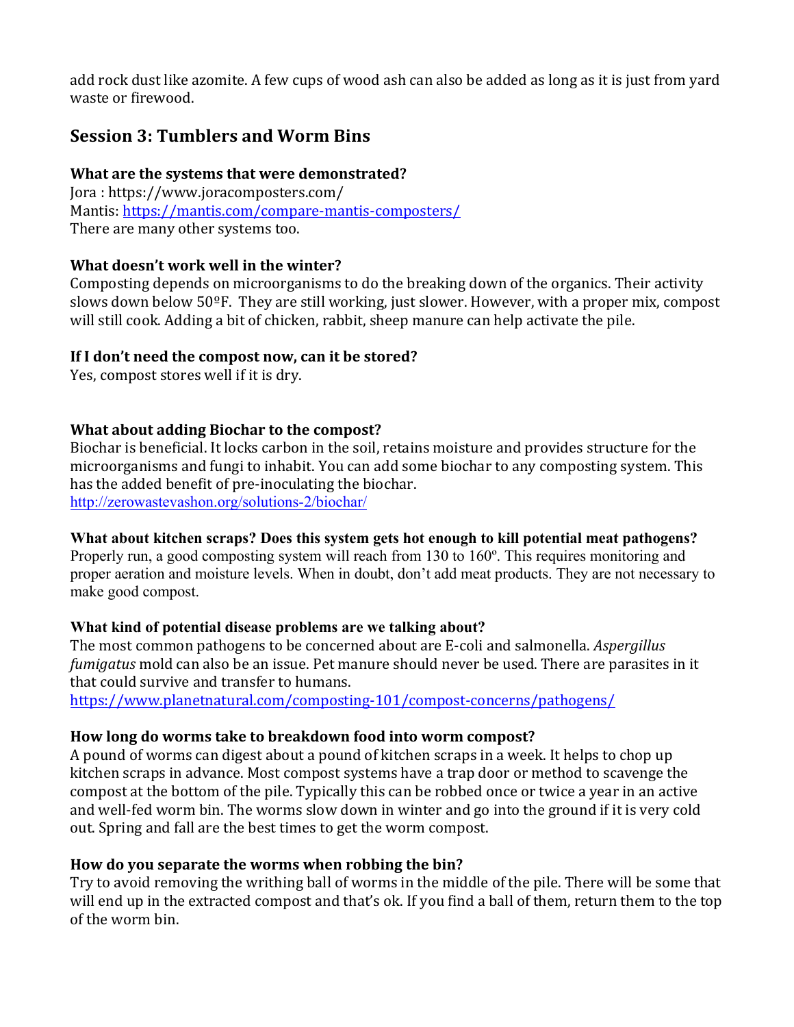add rock dust like azomite. A few cups of wood ash can also be added as long as it is just from yard waste or firewood.

## Session 3: Tumblers and Worm Bins

**What are the systems that were demonstrated?**
Jora : https://www.joracomposters.com/
Mantis: https://mantis.com/compare-mantis-composters/
There are many other systems too.

**What doesn't work well in the winter?**
Composting depends on microorganisms to do the breaking down of the organics. Their activity slows down below 50ºF. They are still working, just slower. However, with a proper mix, compost will still cook. Adding a bit of chicken, rabbit, sheep manure can help activate the pile.

**If I don't need the compost now, can it be stored?**
Yes, compost stores well if it is dry.

**What about adding Biochar to the compost?**
Biochar is beneficial. It locks carbon in the soil, retains moisture and provides structure for the microorganisms and fungi to inhabit. You can add some biochar to any composting system. This has the added benefit of pre-inoculating the biochar.
http://zerowastevashon.org/solutions-2/biochar/

**What about kitchen scraps? Does this system gets hot enough to kill potential meat pathogens?**
Properly run, a good composting system will reach from 130 to 160º. This requires monitoring and proper aeration and moisture levels. When in doubt, don't add meat products. They are not necessary to make good compost.

**What kind of potential disease problems are we talking about?**
The most common pathogens to be concerned about are E-coli and salmonella. *Aspergillus fumigatus* mold can also be an issue. Pet manure should never be used. There are parasites in it that could survive and transfer to humans.
https://www.planetnatural.com/composting-101/compost-concerns/pathogens/

**How long do worms take to breakdown food into worm compost?**
A pound of worms can digest about a pound of kitchen scraps in a week. It helps to chop up kitchen scraps in advance. Most compost systems have a trap door or method to scavenge the compost at the bottom of the pile. Typically this can be robbed once or twice a year in an active and well-fed worm bin. The worms slow down in winter and go into the ground if it is very cold out. Spring and fall are the best times to get the worm compost.

**How do you separate the worms when robbing the bin?**
Try to avoid removing the writhing ball of worms in the middle of the pile. There will be some that will end up in the extracted compost and that's ok. If you find a ball of them, return them to the top of the worm bin.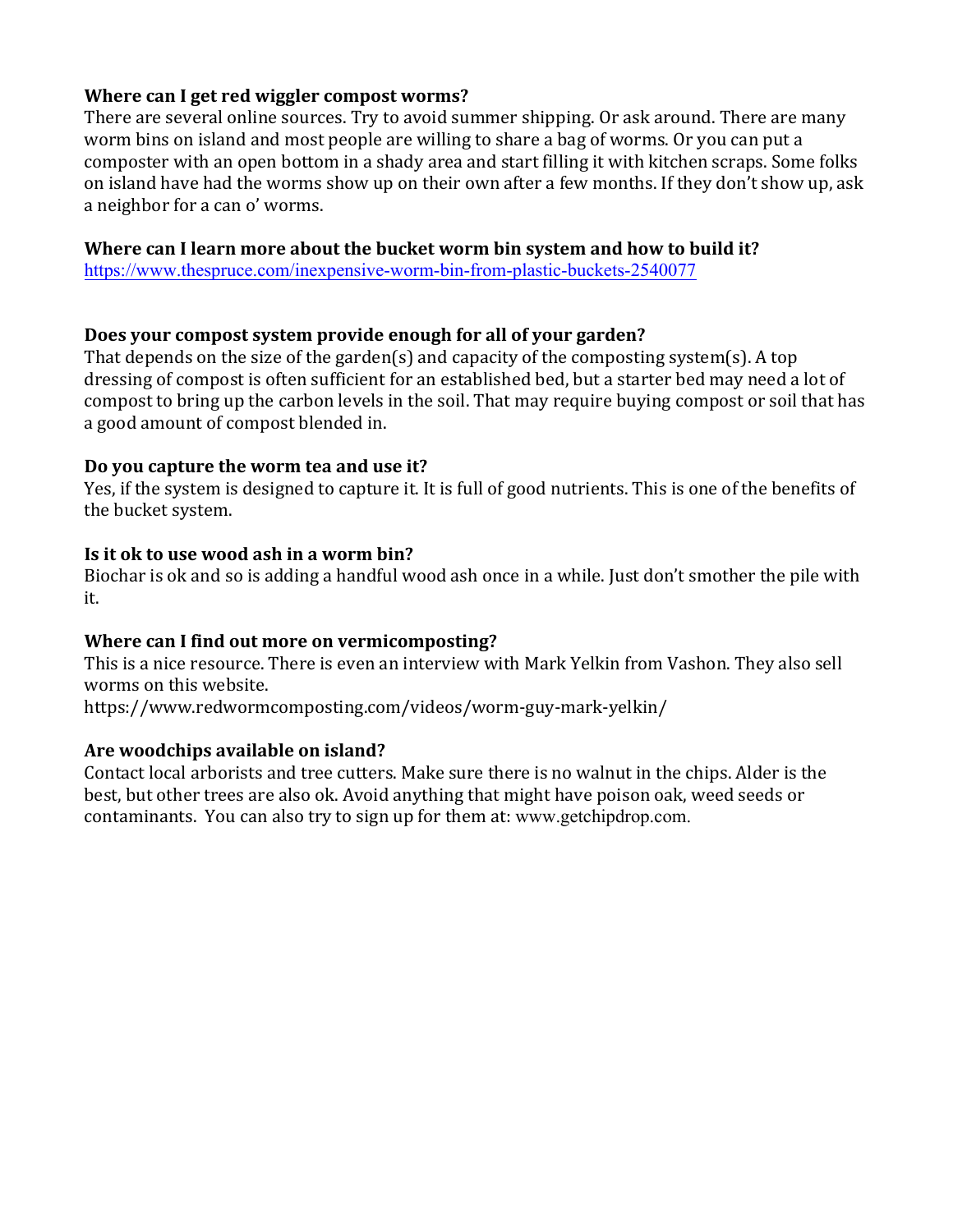**Where can I get red wiggler compost worms?**
There are several online sources. Try to avoid summer shipping. Or ask around. There are many worm bins on island and most people are willing to share a bag of worms. Or you can put a composter with an open bottom in a shady area and start filling it with kitchen scraps. Some folks on island have had the worms show up on their own after a few months. If they don't show up, ask a neighbor for a can o' worms.

**Where can I learn more about the bucket worm bin system and how to build it?**
https://www.thespruce.com/inexpensive-worm-bin-from-plastic-buckets-2540077

**Does your compost system provide enough for all of your garden?**
That depends on the size of the garden(s) and capacity of the composting system(s). A top dressing of compost is often sufficient for an established bed, but a starter bed may need a lot of compost to bring up the carbon levels in the soil. That may require buying compost or soil that has a good amount of compost blended in.

**Do you capture the worm tea and use it?**
Yes, if the system is designed to capture it. It is full of good nutrients. This is one of the benefits of the bucket system.

**Is it ok to use wood ash in a worm bin?**
Biochar is ok and so is adding a handful wood ash once in a while. Just don't smother the pile with it.

**Where can I find out more on vermicomposting?**
This is a nice resource. There is even an interview with Mark Yelkin from Vashon. They also sell worms on this website.
https://www.redwormcomposting.com/videos/worm-guy-mark-yelkin/

**Are woodchips available on island?**
Contact local arborists and tree cutters. Make sure there is no walnut in the chips. Alder is the best, but other trees are also ok. Avoid anything that might have poison oak, weed seeds or contaminants. You can also try to sign up for them at: www.getchipdrop.com.